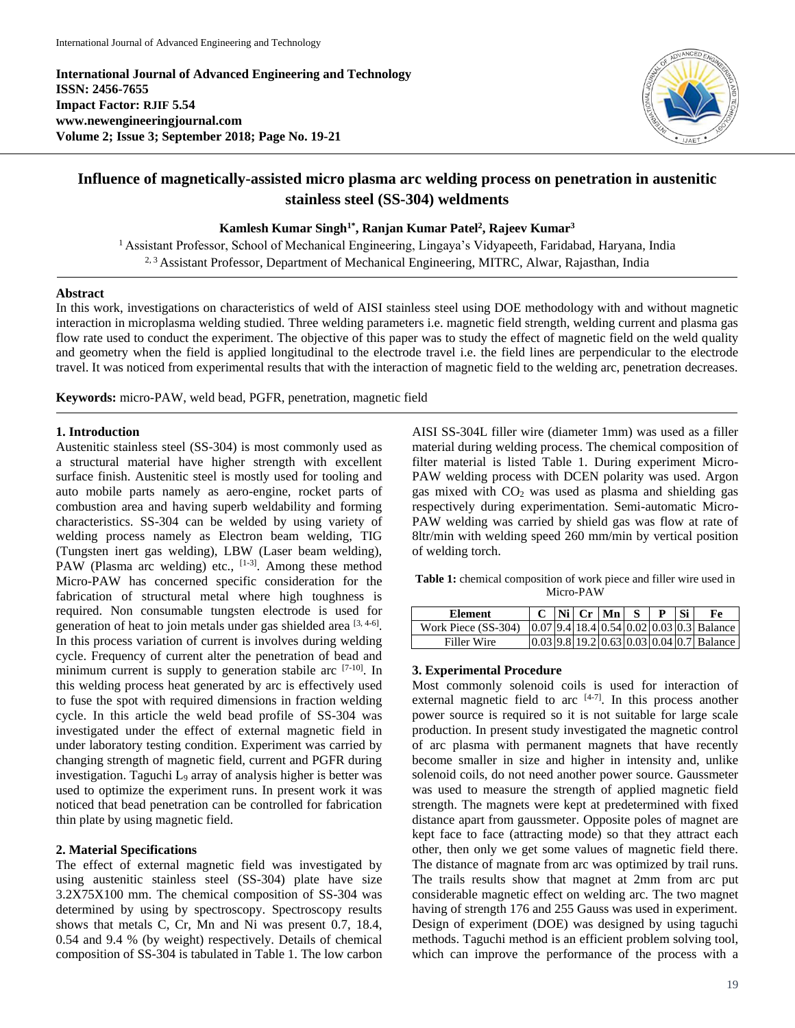**International Journal of Advanced Engineering and Technology**
**ISSN: 2456-7655**
**Impact Factor: RJIF 5.54**
**www.newengineeringjournal.com**
**Volume 2; Issue 3; September 2018; Page No. 19-21**

# Influence of magnetically-assisted micro plasma arc welding process on penetration in austenitic stainless steel (SS-304) weldments

**Kamlesh Kumar Singh[1*], Ranjan Kumar Patel[2], Rajeev Kumar[3]**

[1] Assistant Professor, School of Mechanical Engineering, Lingaya's Vidyapeeth, Faridabad, Haryana, India
[2, 3] Assistant Professor, Department of Mechanical Engineering, MITRC, Alwar, Rajasthan, India

## Abstract

In this work, investigations on characteristics of weld of AISI stainless steel using DOE methodology with and without magnetic interaction in microplasma welding studied. Three welding parameters i.e. magnetic field strength, welding current and plasma gas flow rate used to conduct the experiment. The objective of this paper was to study the effect of magnetic field on the weld quality and geometry when the field is applied longitudinal to the electrode travel i.e. the field lines are perpendicular to the electrode travel. It was noticed from experimental results that with the interaction of magnetic field to the welding arc, penetration decreases.

**Keywords:** micro-PAW, weld bead, PGFR, penetration, magnetic field

## 1. Introduction

Austenitic stainless steel (SS-304) is most commonly used as a structural material have higher strength with excellent surface finish. Austenitic steel is mostly used for tooling and auto mobile parts namely as aero-engine, rocket parts of combustion area and having superb weldability and forming characteristics. SS-304 can be welded by using variety of welding process namely as Electron beam welding, TIG (Tungsten inert gas welding), LBW (Laser beam welding), PAW (Plasma arc welding) etc., [1-3]. Among these method Micro-PAW has concerned specific consideration for the fabrication of structural metal where high toughness is required. Non consumable tungsten electrode is used for generation of heat to join metals under gas shielded area [3, 4-6]. In this process variation of current is involves during welding cycle. Frequency of current alter the penetration of bead and minimum current is supply to generation stabile arc [7-10]. In this welding process heat generated by arc is effectively used to fuse the spot with required dimensions in fraction welding cycle. In this article the weld bead profile of SS-304 was investigated under the effect of external magnetic field in under laboratory testing condition. Experiment was carried by changing strength of magnetic field, current and PGFR during investigation. Taguchi $L_9$ array of analysis higher is better was used to optimize the experiment runs. In present work it was noticed that bead penetration can be controlled for fabrication thin plate by using magnetic field.

## 2. Material Specifications

The effect of external magnetic field was investigated by using austenitic stainless steel (SS-304) plate have size 3.2X75X100 mm. The chemical composition of SS-304 was determined by using by spectroscopy. Spectroscopy results shows that metals C, Cr, Mn and Ni was present 0.7, 18.4, 0.54 and 9.4 % (by weight) respectively. Details of chemical composition of SS-304 is tabulated in Table 1. The low carbon AISI SS-304L filler wire (diameter 1mm) was used as a filler material during welding process. The chemical composition of filter material is listed Table 1. During experiment Micro-PAW welding process with DCEN polarity was used. Argon gas mixed with $CO_2$ was used as plasma and shielding gas respectively during experimentation. Semi-automatic Micro-PAW welding was carried by shield gas was flow at rate of 8ltr/min with welding speed 260 mm/min by vertical position of welding torch.

**Table 1:** chemical composition of work piece and filler wire used in Micro-PAW

| Element | C | Ni | Cr | Mn | S | P | Si | Fe |
|---|---|---|---|---|---|---|---|---|
| Work Piece (SS-304) | 0.07 | 9.4 | 18.4 | 0.54 | 0.02 | 0.03 | 0.3 | Balance |
| Filler Wire | 0.03 | 9.8 | 19.2 | 0.63 | 0.03 | 0.04 | 0.7 | Balance |

## 3. Experimental Procedure

Most commonly solenoid coils is used for interaction of external magnetic field to arc [4-7]. In this process another power source is required so it is not suitable for large scale production. In present study investigated the magnetic control of arc plasma with permanent magnets that have recently become smaller in size and higher in intensity and, unlike solenoid coils, do not need another power source. Gaussmeter was used to measure the strength of applied magnetic field strength. The magnets were kept at predetermined with fixed distance apart from gaussmeter. Opposite poles of magnet are kept face to face (attracting mode) so that they attract each other, then only we get some values of magnetic field there. The distance of magnate from arc was optimized by trail runs. The trails results show that magnet at 2mm from arc put considerable magnetic effect on welding arc. The two magnet having of strength 176 and 255 Gauss was used in experiment. Design of experiment (DOE) was designed by using taguchi methods. Taguchi method is an efficient problem solving tool, which can improve the performance of the process with a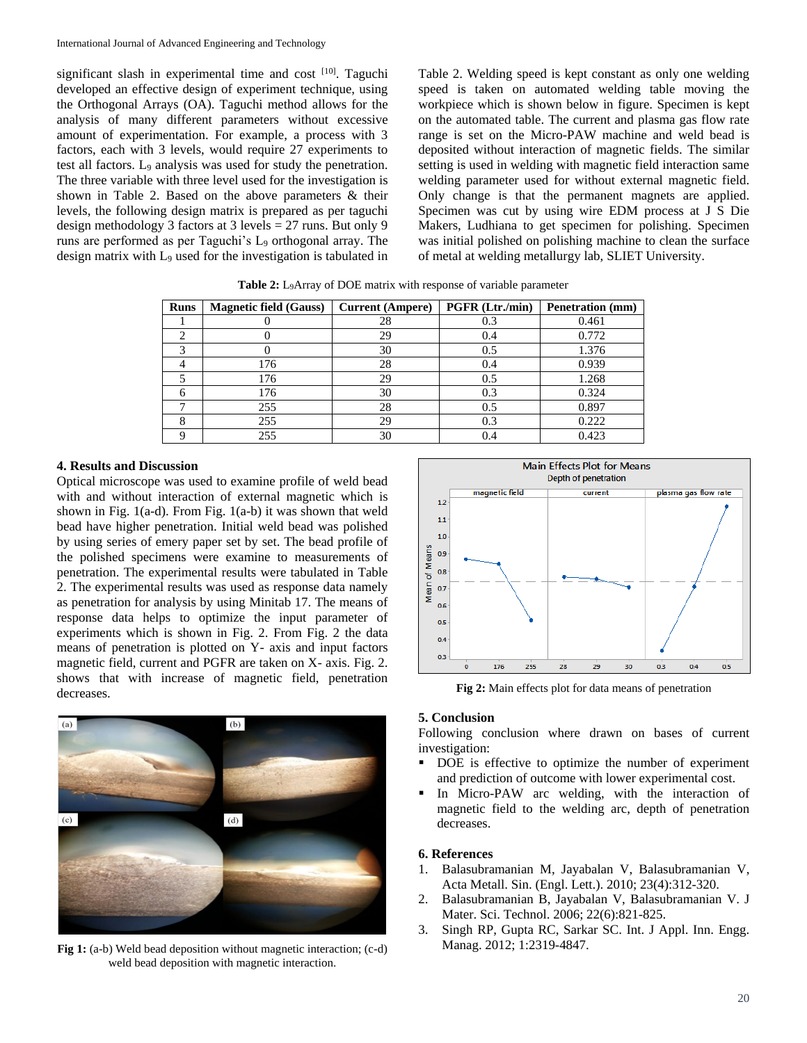significant slash in experimental time and cost [10]. Taguchi developed an effective design of experiment technique, using the Orthogonal Arrays (OA). Taguchi method allows for the analysis of many different parameters without excessive amount of experimentation. For example, a process with 3 factors, each with 3 levels, would require 27 experiments to test all factors. $L_9$ analysis was used for study the penetration. The three variable with three level used for the investigation is shown in Table 2. Based on the above parameters & their levels, the following design matrix is prepared as per taguchi design methodology 3 factors at 3 levels = 27 runs. But only 9 runs are performed as per Taguchi's $L_9$ orthogonal array. The design matrix with $L_9$ used for the investigation is tabulated in Table 2. Welding speed is kept constant as only one welding speed is taken on automated welding table moving the workpiece which is shown below in figure. Specimen is kept on the automated table. The current and plasma gas flow rate range is set on the Micro-PAW machine and weld bead is deposited without interaction of magnetic fields. The similar setting is used in welding with magnetic field interaction same welding parameter used for without external magnetic field. Only change is that the permanent magnets are applied. Specimen was cut by using wire EDM process at J S Die Makers, Ludhiana to get specimen for polishing. Specimen was initial polished on polishing machine to clean the surface of metal at welding metallurgy lab, SLIET University.

**Table 2:** $L_9$Array of DOE matrix with response of variable parameter

| Runs | Magnetic field (Gauss) | Current (Ampere) | PGFR (Ltr./min) | Penetration (mm) |
|---|---|---|---|---|
| 1 | 0 | 28 | 0.3 | 0.461 |
| 2 | 0 | 29 | 0.4 | 0.772 |
| 3 | 0 | 30 | 0.5 | 1.376 |
| 4 | 176 | 28 | 0.4 | 0.939 |
| 5 | 176 | 29 | 0.5 | 1.268 |
| 6 | 176 | 30 | 0.3 | 0.324 |
| 7 | 255 | 28 | 0.5 | 0.897 |
| 8 | 255 | 29 | 0.3 | 0.222 |
| 9 | 255 | 30 | 0.4 | 0.423 |

## 4. Results and Discussion

Optical microscope was used to examine profile of weld bead with and without interaction of external magnetic which is shown in Fig. 1(a-d). From Fig. 1(a-b) it was shown that weld bead have higher penetration. Initial weld bead was polished by using series of emery paper set by set. The bead profile of the polished specimens were examine to measurements of penetration. The experimental results were tabulated in Table 2. The experimental results was used as response data namely as penetration for analysis by using Minitab 17. The means of response data helps to optimize the input parameter of experiments which is shown in Fig. 2. From Fig. 2 the data means of penetration is plotted on Y- axis and input factors magnetic field, current and PGFR are taken on X- axis. Fig. 2. shows that with increase of magnetic field, penetration decreases.

**Fig 1:** (a-b) Weld bead deposition without magnetic interaction; (c-d) weld bead deposition with magnetic interaction.

**Fig 2:** Main effects plot for data means of penetration

## 5. Conclusion

Following conclusion where drawn on bases of current investigation:

- DOE is effective to optimize the number of experiment and prediction of outcome with lower experimental cost.
- In Micro-PAW arc welding, with the interaction of magnetic field to the welding arc, depth of penetration decreases.

## 6. References

1. Balasubramanian M, Jayabalan V, Balasubramanian V, Acta Metall. Sin. (Engl. Lett.). 2010; 23(4):312-320.
2. Balasubramanian B, Jayabalan V, Balasubramanian V. J Mater. Sci. Technol. 2006; 22(6):821-825.
3. Singh RP, Gupta RC, Sarkar SC. Int. J Appl. Inn. Engg. Manag. 2012; 1:2319-4847.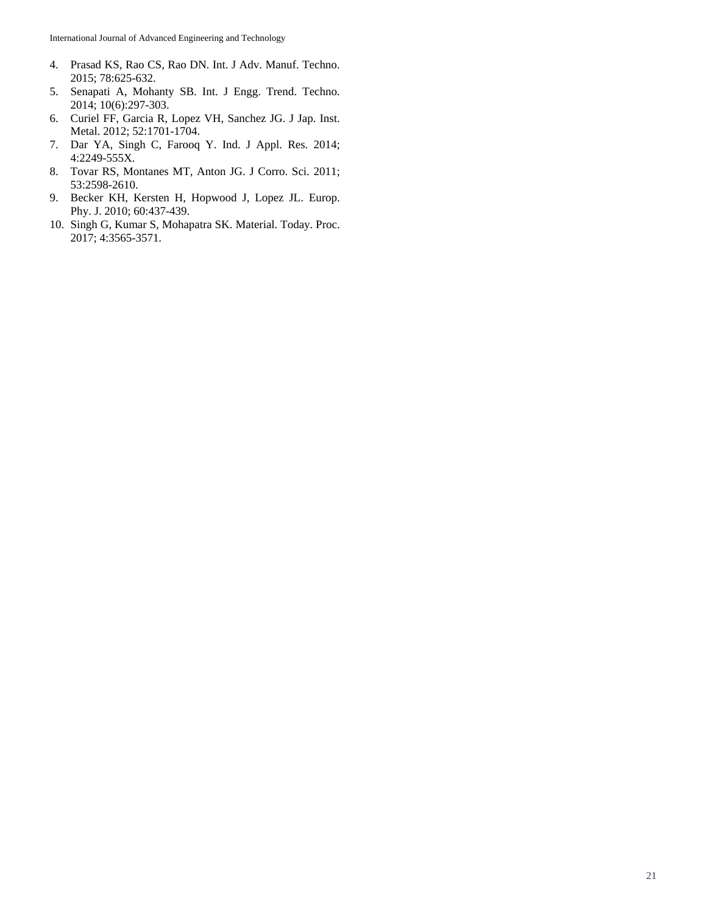4. Prasad KS, Rao CS, Rao DN. Int. J Adv. Manuf. Techno. 2015; 78:625-632.
5. Senapati A, Mohanty SB. Int. J Engg. Trend. Techno. 2014; 10(6):297-303.
6. Curiel FF, Garcia R, Lopez VH, Sanchez JG. J Jap. Inst. Metal. 2012; 52:1701-1704.
7. Dar YA, Singh C, Farooq Y. Ind. J Appl. Res. 2014; 4:2249-555X.
8. Tovar RS, Montanes MT, Anton JG. J Corro. Sci. 2011; 53:2598-2610.
9. Becker KH, Kersten H, Hopwood J, Lopez JL. Europ. Phy. J. 2010; 60:437-439.
10. Singh G, Kumar S, Mohapatra SK. Material. Today. Proc. 2017; 4:3565-3571.